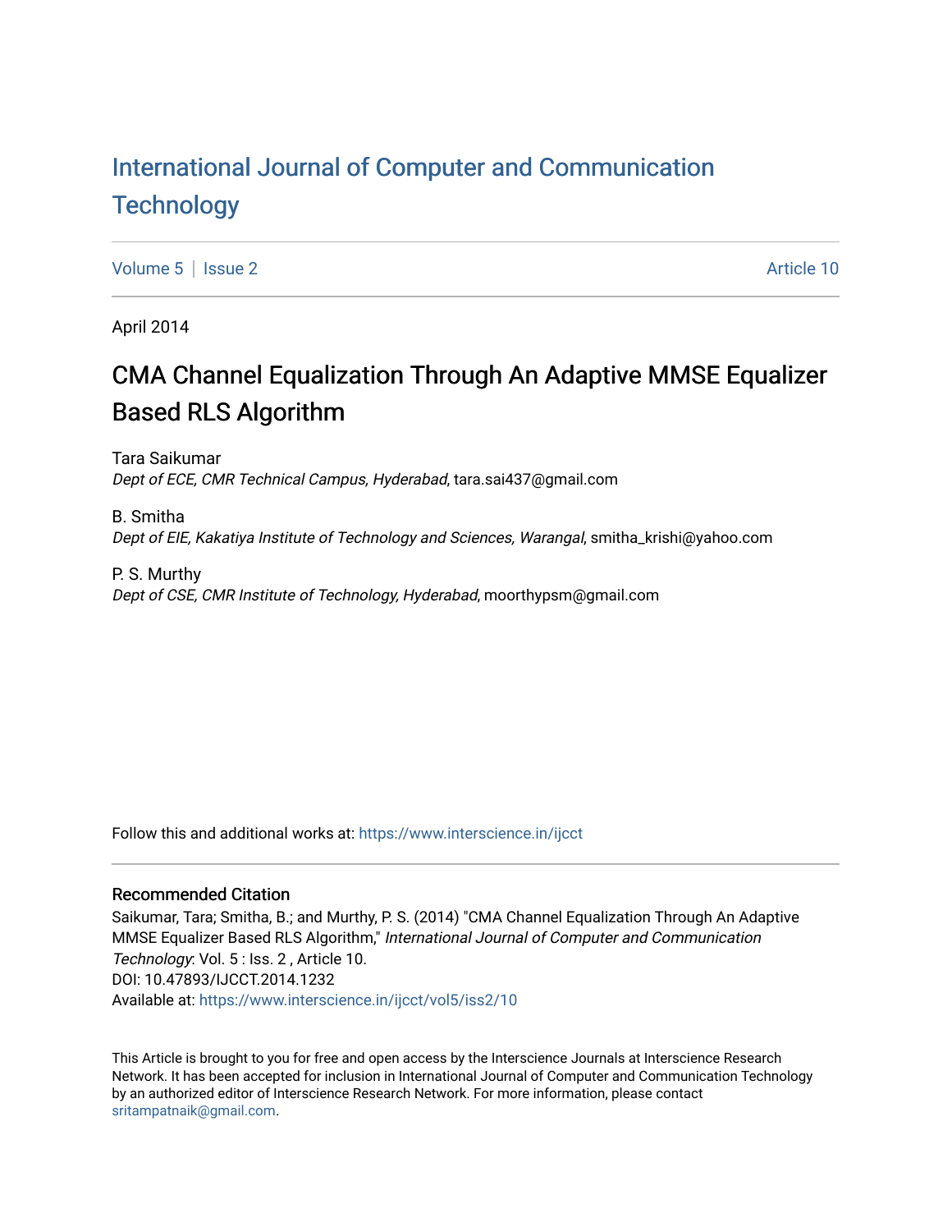# International Journal of Computer and Communication Technology

Volume 5 | Issue 2 Article 10

April 2014

## CMA Channel Equalization Through An Adaptive MMSE Equalizer Based RLS Algorithm

Tara Saikumar
*Dept of ECE, CMR Technical Campus, Hyderabad*, tara.sai437@gmail.com

B. Smitha
*Dept of EIE, Kakatiya Institute of Technology and Sciences, Warangal*, smitha_krishi@yahoo.com

P. S. Murthy
*Dept of CSE, CMR Institute of Technology, Hyderabad*, moorthypsm@gmail.com

Follow this and additional works at: https://www.interscience.in/ijcct

### Recommended Citation

Saikumar, Tara; Smitha, B.; and Murthy, P. S. (2014) "CMA Channel Equalization Through An Adaptive MMSE Equalizer Based RLS Algorithm," *International Journal of Computer and Communication Technology*: Vol. 5 : Iss. 2 , Article 10.
DOI: 10.47893/IJCCT.2014.1232
Available at: https://www.interscience.in/ijcct/vol5/iss2/10

This Article is brought to you for free and open access by the Interscience Journals at Interscience Research Network. It has been accepted for inclusion in International Journal of Computer and Communication Technology by an authorized editor of Interscience Research Network. For more information, please contact sritampatnaik@gmail.com.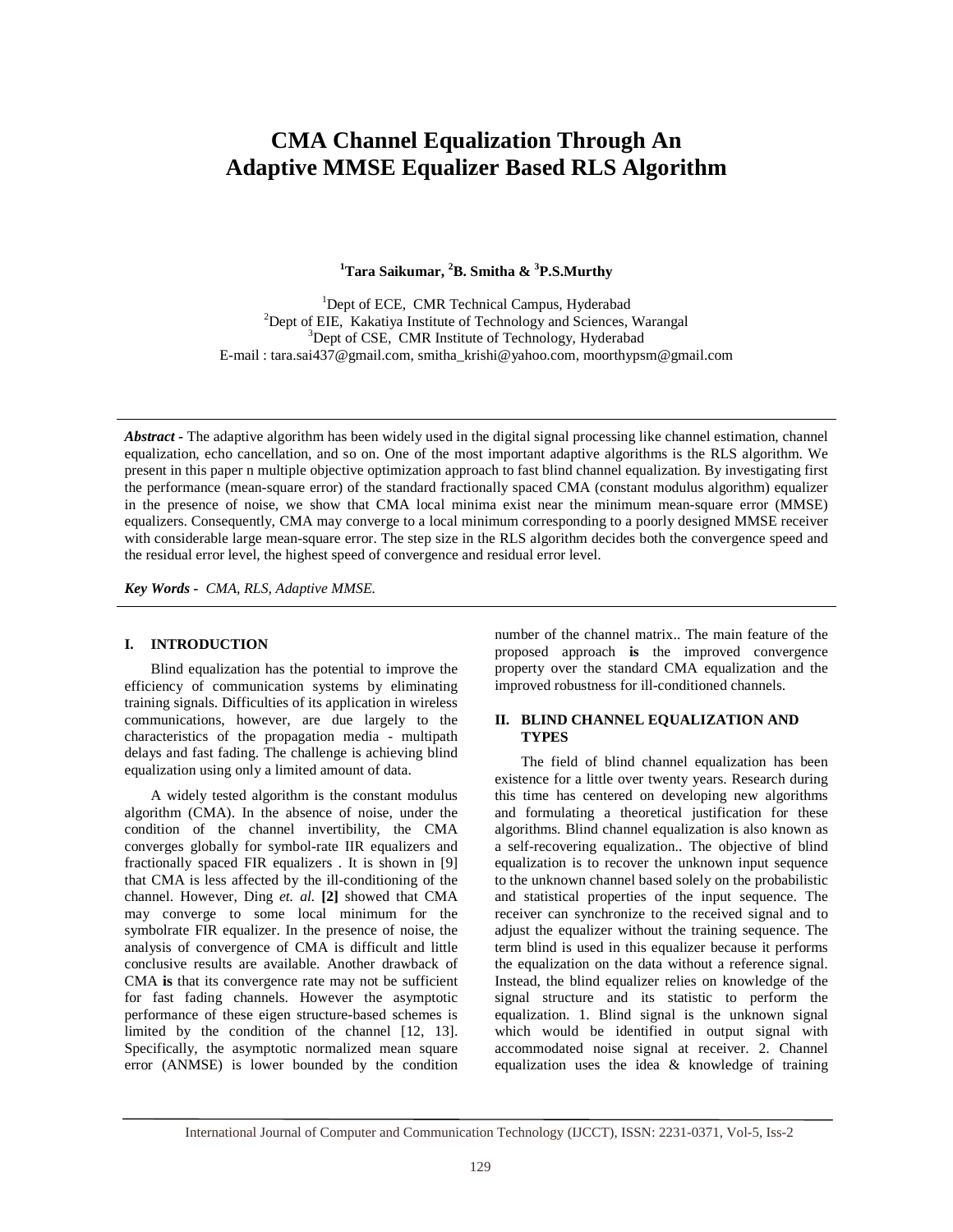# CMA Channel Equalization Through An Adaptive MMSE Equalizer Based RLS Algorithm

**[1]Tara Saikumar, [2]B. Smitha & [3]P.S.Murthy**

[1]Dept of ECE, CMR Technical Campus, Hyderabad
[2]Dept of EIE, Kakatiya Institute of Technology and Sciences, Warangal
[3]Dept of CSE, CMR Institute of Technology, Hyderabad
E-mail : tara.sai437@gmail.com, smitha_krishi@yahoo.com, moorthypsm@gmail.com

***Abstract -*** The adaptive algorithm has been widely used in the digital signal processing like channel estimation, channel equalization, echo cancellation, and so on. One of the most important adaptive algorithms is the RLS algorithm. We present in this paper n multiple objective optimization approach to fast blind channel equalization. By investigating first the performance (mean-square error) of the standard fractionally spaced CMA (constant modulus algorithm) equalizer in the presence of noise, we show that CMA local minima exist near the minimum mean-square error (MMSE) equalizers. Consequently, CMA may converge to a local minimum corresponding to a poorly designed MMSE receiver with considerable large mean-square error. The step size in the RLS algorithm decides both the convergence speed and the residual error level, the highest speed of convergence and residual error level.

***Key Words -*** *CMA, RLS, Adaptive MMSE.*

## I. INTRODUCTION

Blind equalization has the potential to improve the efficiency of communication systems by eliminating training signals. Difficulties of its application in wireless communications, however, are due largely to the characteristics of the propagation media - multipath delays and fast fading. The challenge is achieving blind equalization using only a limited amount of data.

A widely tested algorithm is the constant modulus algorithm (CMA). In the absence of noise, under the condition of the channel invertibility, the CMA converges globally for symbol-rate IIR equalizers and fractionally spaced FIR equalizers . It is shown in [9] that CMA is less affected by the ill-conditioning of the channel. However, Ding *et. al.* **[2]** showed that CMA may converge to some local minimum for the symbolrate FIR equalizer. In the presence of noise, the analysis of convergence of CMA is difficult and little conclusive results are available. Another drawback of CMA **is** that its convergence rate may not be sufficient for fast fading channels. However the asymptotic performance of these eigen structure-based schemes is limited by the condition of the channel [12, 13]. Specifically, the asymptotic normalized mean square error (ANMSE) is lower bounded by the condition number of the channel matrix.. The main feature of the proposed approach **is** the improved convergence property over the standard CMA equalization and the improved robustness for ill-conditioned channels.

## II. BLIND CHANNEL EQUALIZATION AND TYPES

The field of blind channel equalization has been existence for a little over twenty years. Research during this time has centered on developing new algorithms and formulating a theoretical justification for these algorithms. Blind channel equalization is also known as a self-recovering equalization.. The objective of blind equalization is to recover the unknown input sequence to the unknown channel based solely on the probabilistic and statistical properties of the input sequence. The receiver can synchronize to the received signal and to adjust the equalizer without the training sequence. The term blind is used in this equalizer because it performs the equalization on the data without a reference signal. Instead, the blind equalizer relies on knowledge of the signal structure and its statistic to perform the equalization. 1. Blind signal is the unknown signal which would be identified in output signal with accommodated noise signal at receiver. 2. Channel equalization uses the idea & knowledge of training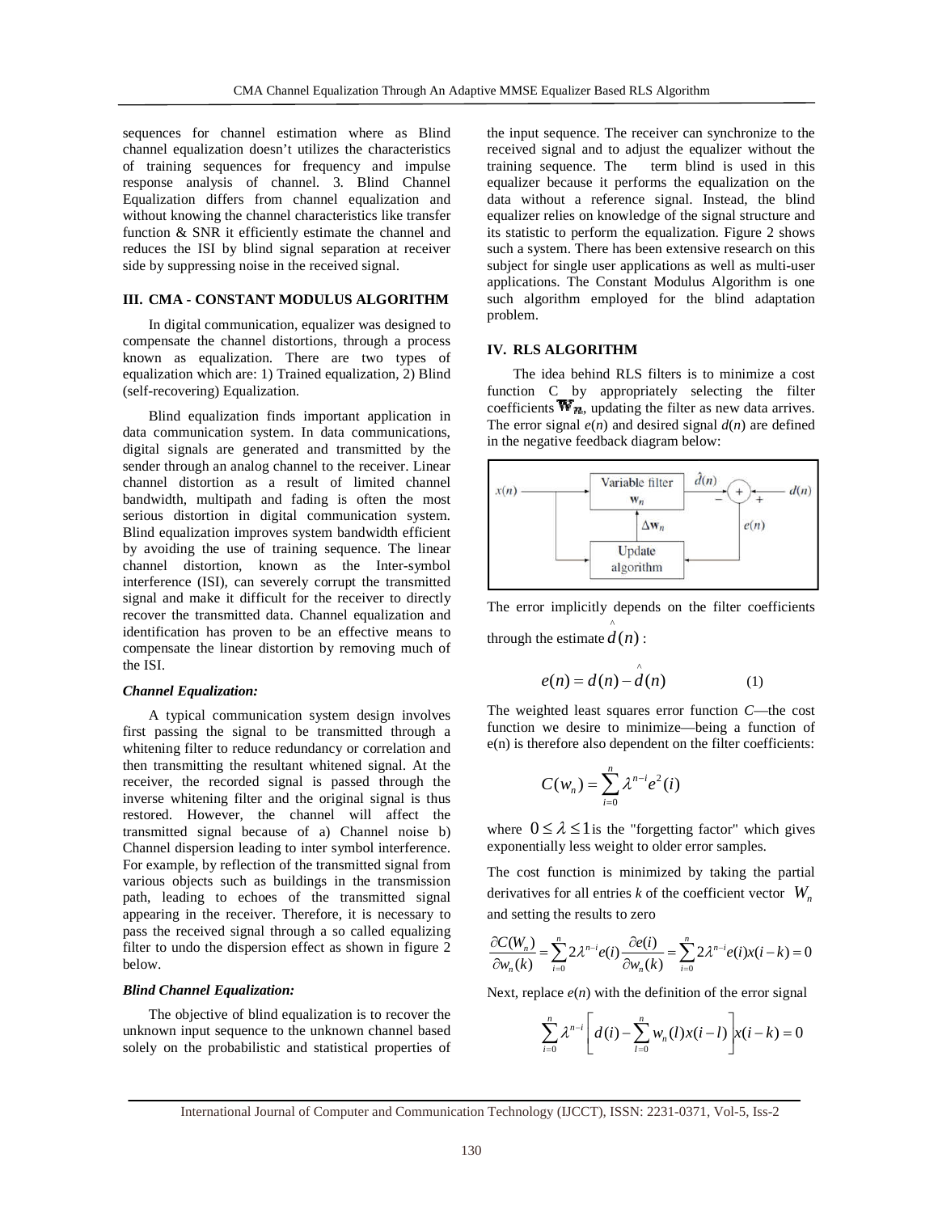sequences for channel estimation where as Blind channel equalization doesn't utilizes the characteristics of training sequences for frequency and impulse response analysis of channel. 3. Blind Channel Equalization differs from channel equalization and without knowing the channel characteristics like transfer function & SNR it efficiently estimate the channel and reduces the ISI by blind signal separation at receiver side by suppressing noise in the received signal.

## III. CMA - CONSTANT MODULUS ALGORITHM

In digital communication, equalizer was designed to compensate the channel distortions, through a process known as equalization. There are two types of equalization which are: 1) Trained equalization, 2) Blind (self-recovering) Equalization.

Blind equalization finds important application in data communication system. In data communications, digital signals are generated and transmitted by the sender through an analog channel to the receiver. Linear channel distortion as a result of limited channel bandwidth, multipath and fading is often the most serious distortion in digital communication system. Blind equalization improves system bandwidth efficient by avoiding the use of training sequence. The linear channel distortion, known as the Inter-symbol interference (ISI), can severely corrupt the transmitted signal and make it difficult for the receiver to directly recover the transmitted data. Channel equalization and identification has proven to be an effective means to compensate the linear distortion by removing much of the ISI.

### *Channel Equalization:*

A typical communication system design involves first passing the signal to be transmitted through a whitening filter to reduce redundancy or correlation and then transmitting the resultant whitened signal. At the receiver, the recorded signal is passed through the inverse whitening filter and the original signal is thus restored. However, the channel will affect the transmitted signal because of a) Channel noise b) Channel dispersion leading to inter symbol interference. For example, by reflection of the transmitted signal from various objects such as buildings in the transmission path, leading to echoes of the transmitted signal appearing in the receiver. Therefore, it is necessary to pass the received signal through a so called equalizing filter to undo the dispersion effect as shown in figure 2 below.

### *Blind Channel Equalization:*

The objective of blind equalization is to recover the unknown input sequence to the unknown channel based solely on the probabilistic and statistical properties of the input sequence. The receiver can synchronize to the received signal and to adjust the equalizer without the training sequence. The term blind is used in this equalizer because it performs the equalization on the data without a reference signal. Instead, the blind equalizer relies on knowledge of the signal structure and its statistic to perform the equalization. Figure 2 shows such a system. There has been extensive research on this subject for single user applications as well as multi-user applications. The Constant Modulus Algorithm is one such algorithm employed for the blind adaptation problem.

## IV. RLS ALGORITHM

The idea behind RLS filters is to minimize a cost function C by appropriately selecting the filter coefficients $\mathbf{w}_n$, updating the filter as new data arrives. The error signal $e(n)$ and desired signal $d(n)$ are defined in the negative feedback diagram below:

The error implicitly depends on the filter coefficients through the estimate $\hat{d}(n)$ :

$$e(n) = d(n) - \hat{d}(n) \tag{1}$$

The weighted least squares error function $C$—the cost function we desire to minimize—being a function of e(n) is therefore also dependent on the filter coefficients:

$$C(w_n) = \sum_{i=0}^{n} \lambda^{n-i} e^2(i)$$

where $0 \le \lambda \le 1$ is the "forgetting factor" which gives exponentially less weight to older error samples.

The cost function is minimized by taking the partial derivatives for all entries $k$ of the coefficient vector $W_n$ and setting the results to zero

$$\frac{\partial C(W_n)}{\partial w_n(k)} = \sum_{i=0}^{n} 2\lambda^{n-i} e(i) \frac{\partial e(i)}{\partial w_n(k)} = \sum_{i=0}^{n} 2\lambda^{n-i} e(i) x(i-k) = 0$$

Next, replace $e(n)$ with the definition of the error signal

$$\sum_{i=0}^{n} \lambda^{n-i} \left[ d(i) - \sum_{l=0}^{n} w_n(l) x(i-l) \right] x(i-k) = 0$$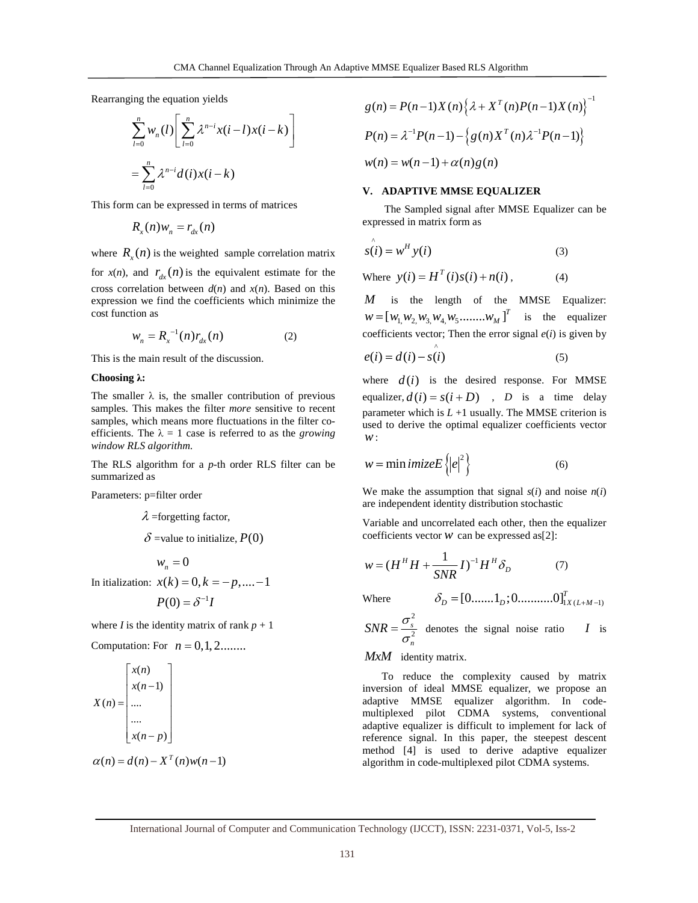Rearranging the equation yields

$$\sum_{l=0}^{n} w_n(l)\left[\sum_{l=0}^{n} \lambda^{n-i} x(i-l)x(i-k)\right]$$

$$= \sum_{l=0}^{n} \lambda^{n-i} d(i)x(i-k)$$

This form can be expressed in terms of matrices

$$R_x(n)w_n = r_{dx}(n)$$

where $R_x(n)$ is the weighted sample correlation matrix for $x(n)$, and $r_{dx}(n)$ is the equivalent estimate for the cross correlation between $d(n)$ and $x(n)$. Based on this expression we find the coefficients which minimize the cost function as

$$w_n = R_x^{-1}(n) r_{dx}(n) \qquad (2)$$

This is the main result of the discussion.

**Choosing λ:**

The smaller λ is, the smaller contribution of previous samples. This makes the filter *more* sensitive to recent samples, which means more fluctuations in the filter co-efficients. The λ = 1 case is referred to as the *growing window RLS algorithm.*

The RLS algorithm for a *p*-th order RLS filter can be summarized as

Parameters: p=filter order

$\lambda$ =forgetting factor,

$\delta$ =value to initialize, $P(0)$

$w_n = 0$

In itialization: $x(k) = 0, k = -p, \ldots -1$

$P(0) = \delta^{-1} I$

where *I* is the identity matrix of rank *p* + 1

Computation: For $n = 0,1,2\ldots\ldots$

$$X(n) = \begin{bmatrix} x(n) \\ x(n-1) \\ \ldots \\ \ldots \\ x(n-p) \end{bmatrix}$$

$$\alpha(n) = d(n) - X^T(n)w(n-1)$$

$$g(n) = P(n-1)X(n)\left\{\lambda + X^T(n)P(n-1)X(n)\right\}^{-1}$$

$$P(n) = \lambda^{-1}P(n-1) - \left\{g(n)X^T(n)\lambda^{-1}P(n-1)\right\}$$

$$w(n) = w(n-1) + \alpha(n)g(n)$$

## V. ADAPTIVE MMSE EQUALIZER

The Sampled signal after MMSE Equalizer can be expressed in matrix form as

$$\hat{s}(i) = w^H y(i) \qquad (3)$$

Where $y(i) = H^T(i)s(i) + n(i)$, (4)

$M$ is the length of the MMSE Equalizer: $w = [w_1, w_2, w_3, w_4, w_5 \ldots\ldots w_M]^T$ is the equalizer coefficients vector; Then the error signal $e(i)$ is given by

$$e(i) = d(i) - \hat{s}(i) \qquad (5)$$

where $d(i)$ is the desired response. For MMSE equalizer, $d(i) = s(i+D)$ , $D$ is a time delay parameter which is $L$ +1 usually. The MMSE criterion is used to derive the optimal equalizer coefficients vector $w$:

$$w = \min imize E\left\{|e|^2\right\} \qquad (6)$$

We make the assumption that signal $s(i)$ and noise $n(i)$ are independent identity distribution stochastic

Variable and uncorrelated each other, then the equalizer coefficients vector $w$ can be expressed as[2]:

$$w = (H^H H + \frac{1}{SNR} I)^{-1} H^H \delta_D \qquad (7)$$

Where $\delta_D = [0.......1_D; 0...........0]^T_{1X(L+M-1)}$

$SNR = \frac{\sigma_s^2}{\sigma_n^2}$ denotes the signal noise ratio $I$ is $MxM$ identity matrix.

To reduce the complexity caused by matrix inversion of ideal MMSE equalizer, we propose an adaptive MMSE equalizer algorithm. In code-multiplexed pilot CDMA systems, conventional adaptive equalizer is difficult to implement for lack of reference signal. In this paper, the steepest descent method [4] is used to derive adaptive equalizer algorithm in code-multiplexed pilot CDMA systems.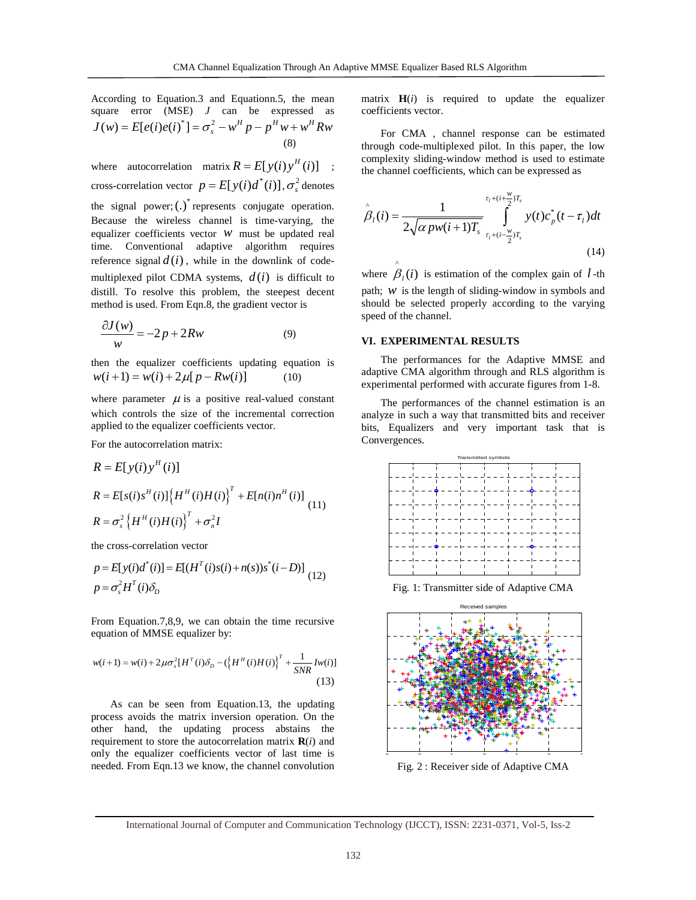According to Equation.3 and Equationn.5, the mean square error (MSE) $J$ can be expressed as

$$J(w) = E[e(i)e(i)^*] = \sigma_s^2 - w^H p - p^H w + w^H Rw \tag{8}$$

where autocorrelation matrix $R = E[y(i)y^H(i)]$ ; cross-correlation vector $p = E[y(i)d^*(i)]$, $\sigma_s^2$ denotes the signal power; $(.)^*$ represents conjugate operation. Because the wireless channel is time-varying, the equalizer coefficients vector $w$ must be updated real time. Conventional adaptive algorithm requires reference signal $d(i)$, while in the downlink of code-multiplexed pilot CDMA systems, $d(i)$ is difficult to distill. To resolve this problem, the steepest decent method is used. From Eqn.8, the gradient vector is

$$\frac{\partial J(w)}{w} = -2p + 2Rw \tag{9}$$

then the equalizer coefficients updating equation is

$$w(i+1) = w(i) + 2\mu[p - Rw(i)] \tag{10}$$

where parameter $\mu$ is a positive real-valued constant which controls the size of the incremental correction applied to the equalizer coefficients vector.

For the autocorrelation matrix:

$$\begin{aligned} R &= E[y(i)y^H(i)] \\ R &= E[s(i)s^H(i)]\left\{H^H(i)H(i)\right\}^T + E[n(i)n^H(i)] \\ R &= \sigma_s^2\left\{H^H(i)H(i)\right\}^T + \sigma_n^2 I \end{aligned} \tag{11}$$

the cross-correlation vector

$$\begin{aligned} p &= E[y(i)d^*(i)] = E[(H^T(i)s(i) + n(s))s^*(i-D)] \\ p &= \sigma_s^2 H^T(i)\delta_D \end{aligned} \tag{12}$$

From Equation.7,8,9, we can obtain the time recursive equation of MMSE equalizer by:

$$w(i+1) = w(i) + 2\mu\sigma_s^2[H^T(i)\delta_D - (\left\{H^H(i)H(i)\right\}^T + \frac{1}{SNR}Iw(i)] \tag{13}$$

As can be seen from Equation.13, the updating process avoids the matrix inversion operation. On the other hand, the updating process abstains the requirement to store the autocorrelation matrix $\mathbf{R}(i)$ and only the equalizer coefficients vector of last time is needed. From Eqn.13 we know, the channel convolution matrix $\mathbf{H}(i)$ is required to update the equalizer coefficients vector.

For CMA , channel response can be estimated through code-multiplexed pilot. In this paper, the low complexity sliding-window method is used to estimate the channel coefficients, which can be expressed as

$$\hat{\beta}_l(i) = \frac{1}{2\sqrt{\alpha\, pw(i+1)T_s}} \int_{\tau_l + (i - \frac{w}{2})T_s}^{\tau_l + (i + \frac{w}{2})T_s} y(t)c_p^*(t - \tau_l)dt \tag{14}$$

where $\hat{\beta}_l(i)$ is estimation of the complex gain of $l$-th path; $w$ is the length of sliding-window in symbols and should be selected properly according to the varying speed of the channel.

## VI. EXPERIMENTAL RESULTS

The performances for the Adaptive MMSE and adaptive CMA algorithm through and RLS algorithm is experimental performed with accurate figures from 1-8.

The performances of the channel estimation is an analyze in such a way that transmitted bits and receiver bits, Equalizers and very important task that is Convergences.

Fig. 1: Transmitter side of Adaptive CMA

Fig. 2 : Receiver side of Adaptive CMA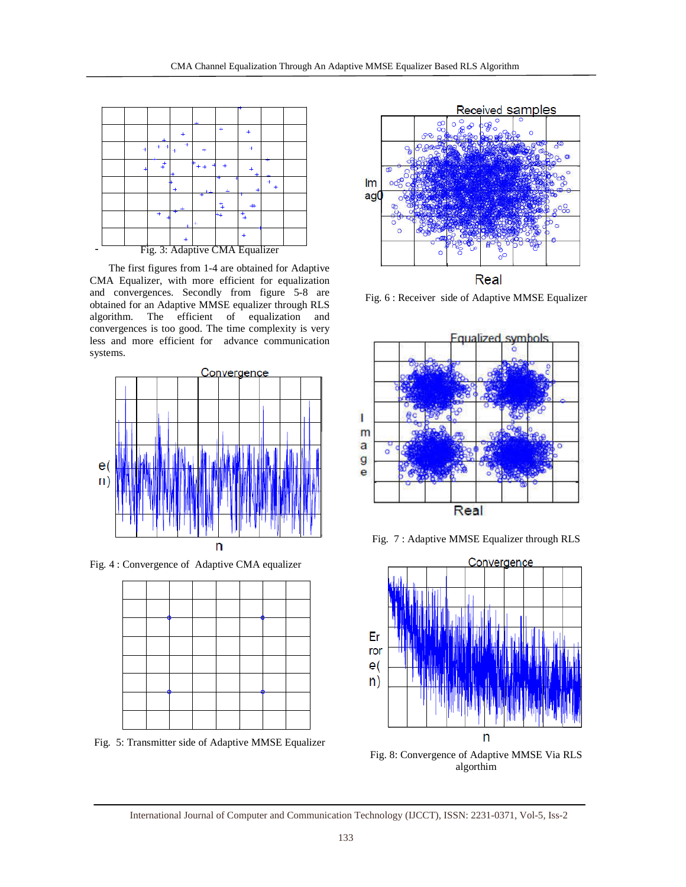Fig. 3: Adaptive CMA Equalizer

The first figures from 1-4 are obtained for Adaptive CMA Equalizer, with more efficient for equalization and convergences. Secondly from figure 5-8 are obtained for an Adaptive MMSE equalizer through RLS algorithm. The efficient of equalization and convergences is too good. The time complexity is very less and more efficient for advance communication systems.

Fig. 4 : Convergence of Adaptive CMA equalizer

Fig. 5: Transmitter side of Adaptive MMSE Equalizer

Fig. 6 : Receiver side of Adaptive MMSE Equalizer

Fig. 7 : Adaptive MMSE Equalizer through RLS

Fig. 8: Convergence of Adaptive MMSE Via RLS algorthim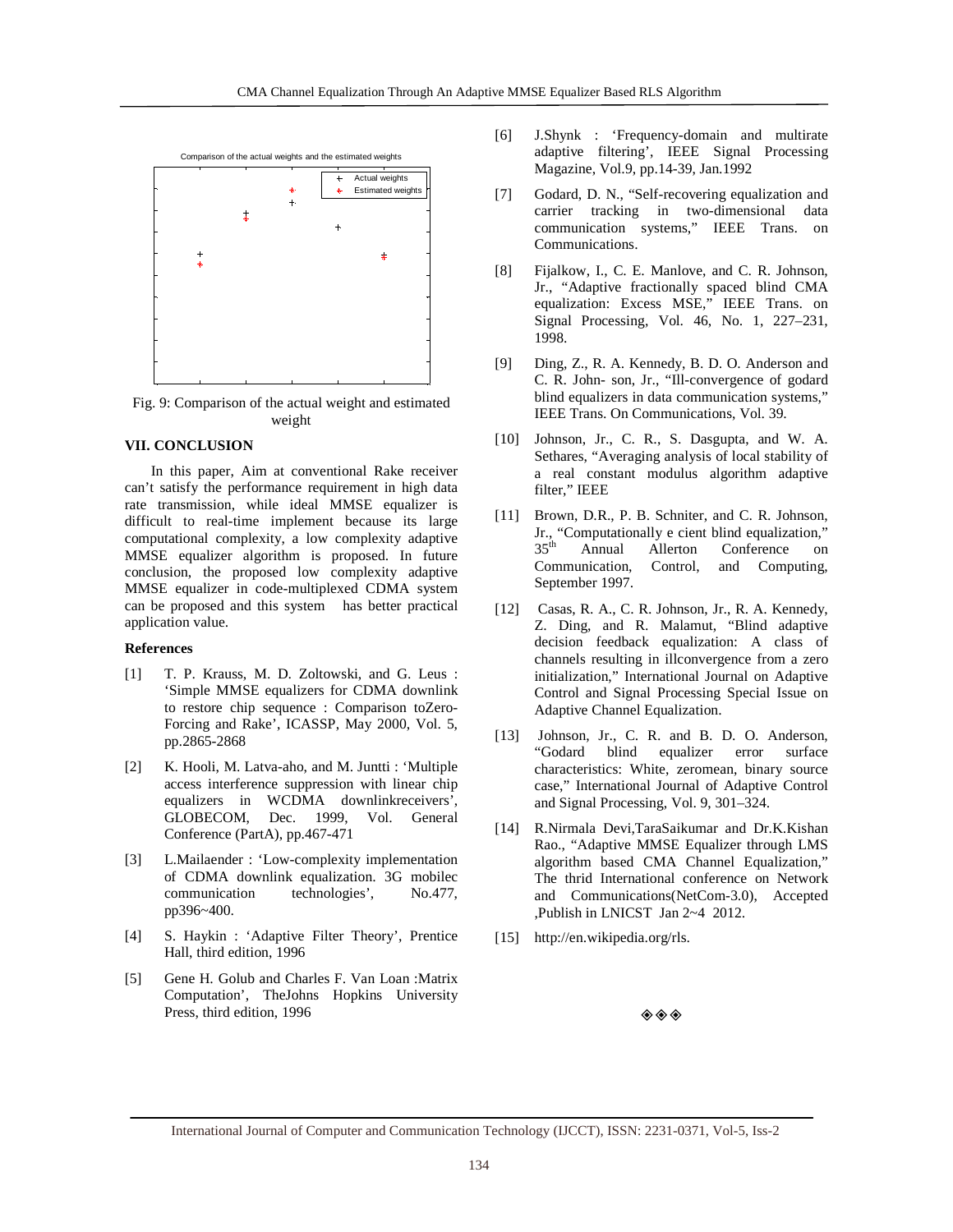Comparison of the actual weights and the estimated weights

Actual weights

Estimated weights

Fig. 9: Comparison of the actual weight and estimated weight

## VII. CONCLUSION

In this paper, Aim at conventional Rake receiver can't satisfy the performance requirement in high data rate transmission, while ideal MMSE equalizer is difficult to real-time implement because its large computational complexity, a low complexity adaptive MMSE equalizer algorithm is proposed. In future conclusion, the proposed low complexity adaptive MMSE equalizer in code-multiplexed CDMA system can be proposed and this system has better practical application value.

## References

[1] T. P. Krauss, M. D. Zoltowski, and G. Leus : 'Simple MMSE equalizers for CDMA downlink to restore chip sequence : Comparison toZero-Forcing and Rake', ICASSP, May 2000, Vol. 5, pp.2865-2868

[2] K. Hooli, M. Latva-aho, and M. Juntti : 'Multiple access interference suppression with linear chip equalizers in WCDMA downlinkreceivers', GLOBECOM, Dec. 1999, Vol. General Conference (PartA), pp.467-471

[3] L.Mailaender : 'Low-complexity implementation of CDMA downlink equalization. 3G mobilec communication technologies', No.477, pp396~400.

[4] S. Haykin : 'Adaptive Filter Theory', Prentice Hall, third edition, 1996

[5] Gene H. Golub and Charles F. Van Loan :Matrix Computation', TheJohns Hopkins University Press, third edition, 1996

[6] J.Shynk : 'Frequency-domain and multirate adaptive filtering', IEEE Signal Processing Magazine, Vol.9, pp.14-39, Jan.1992

[7] Godard, D. N., "Self-recovering equalization and carrier tracking in two-dimensional data communication systems," IEEE Trans. on Communications.

[8] Fijalkow, I., C. E. Manlove, and C. R. Johnson, Jr., "Adaptive fractionally spaced blind CMA equalization: Excess MSE," IEEE Trans. on Signal Processing, Vol. 46, No. 1, 227–231, 1998.

[9] Ding, Z., R. A. Kennedy, B. D. O. Anderson and C. R. John- son, Jr., "Ill-convergence of godard blind equalizers in data communication systems," IEEE Trans. On Communications, Vol. 39.

[10] Johnson, Jr., C. R., S. Dasgupta, and W. A. Sethares, "Averaging analysis of local stability of a real constant modulus algorithm adaptive filter," IEEE

[11] Brown, D.R., P. B. Schniter, and C. R. Johnson, Jr., "Computationally e cient blind equalization," 35th Annual Allerton Conference on Communication, Control, and Computing, September 1997.

[12] Casas, R. A., C. R. Johnson, Jr., R. A. Kennedy, Z. Ding, and R. Malamut, "Blind adaptive decision feedback equalization: A class of channels resulting in illconvergence from a zero initialization," International Journal on Adaptive Control and Signal Processing Special Issue on Adaptive Channel Equalization.

[13] Johnson, Jr., C. R. and B. D. O. Anderson, "Godard blind equalizer error surface characteristics: White, zeromean, binary source case," International Journal of Adaptive Control and Signal Processing, Vol. 9, 301–324.

[14] R.Nirmala Devi,TaraSaikumar and Dr.K.Kishan Rao., "Adaptive MMSE Equalizer through LMS algorithm based CMA Channel Equalization," The thrid International conference on Network and Communications(NetCom-3.0), Accepted ,Publish in LNICST Jan 2~4 2012.

[15] http://en.wikipedia.org/rls.

◈◈◈